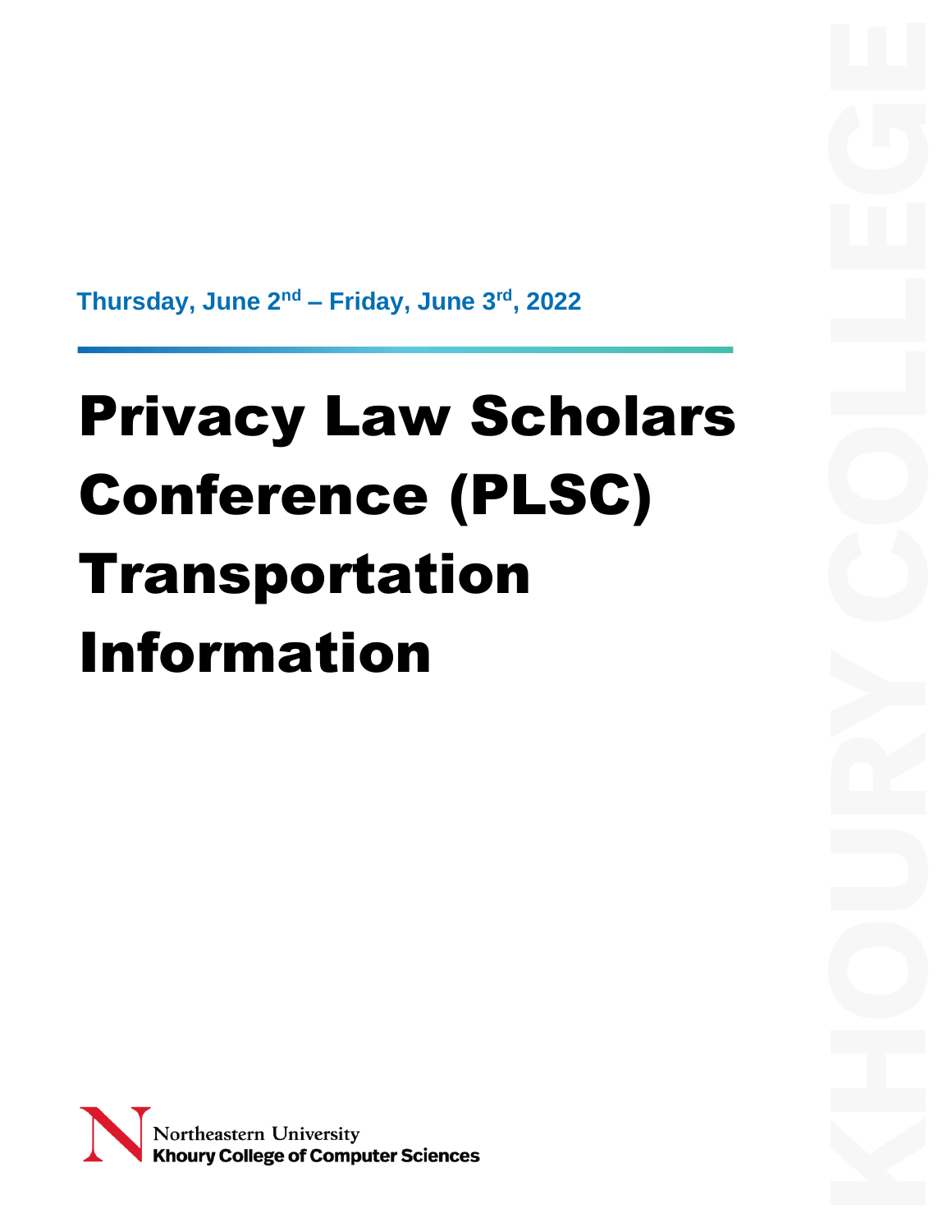**Thursday, June 2nd – Friday, June 3rd, 2022**

# Privacy Law Scholars Conference (PLSC) Transportation Information

Northeastern University
Khoury College of Computer Sciences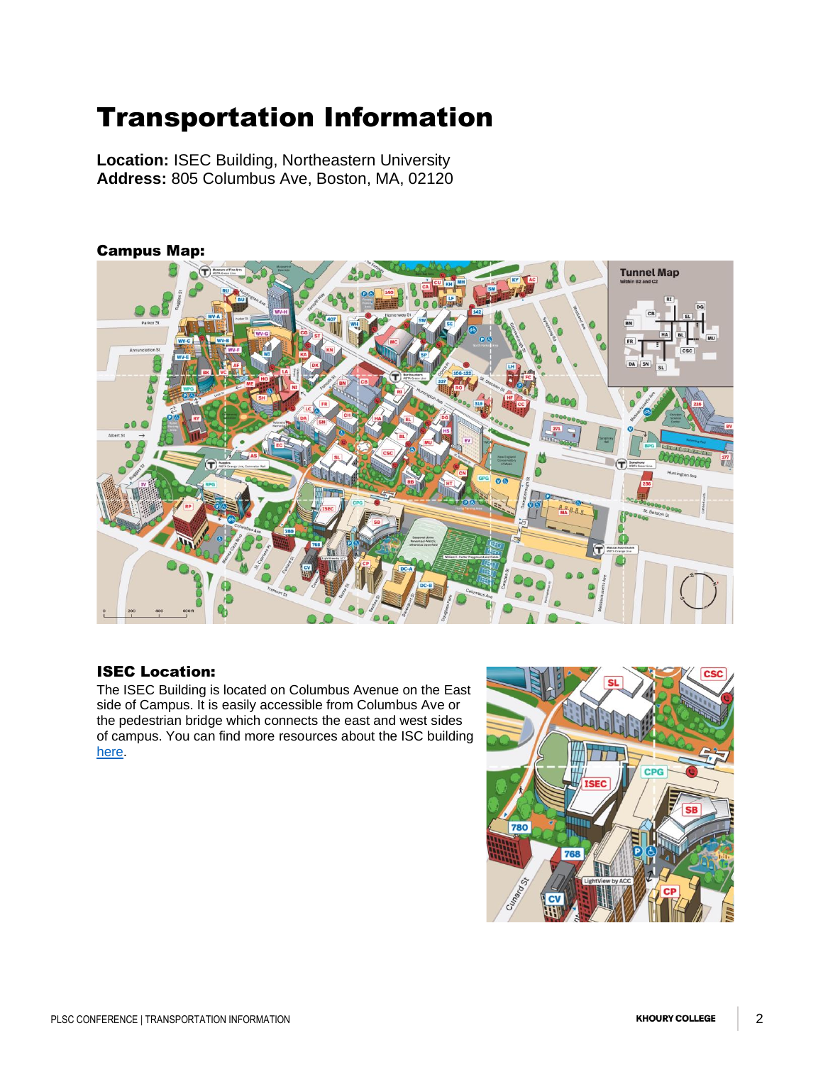# Transportation Information

**Location:** ISEC Building, Northeastern University
**Address:** 805 Columbus Ave, Boston, MA, 02120

### Campus Map:

### ISEC Location:

The ISEC Building is located on Columbus Avenue on the East side of Campus. It is easily accessible from Columbus Ave or the pedestrian bridge which connects the east and west sides of campus. You can find more resources about the ISC building here.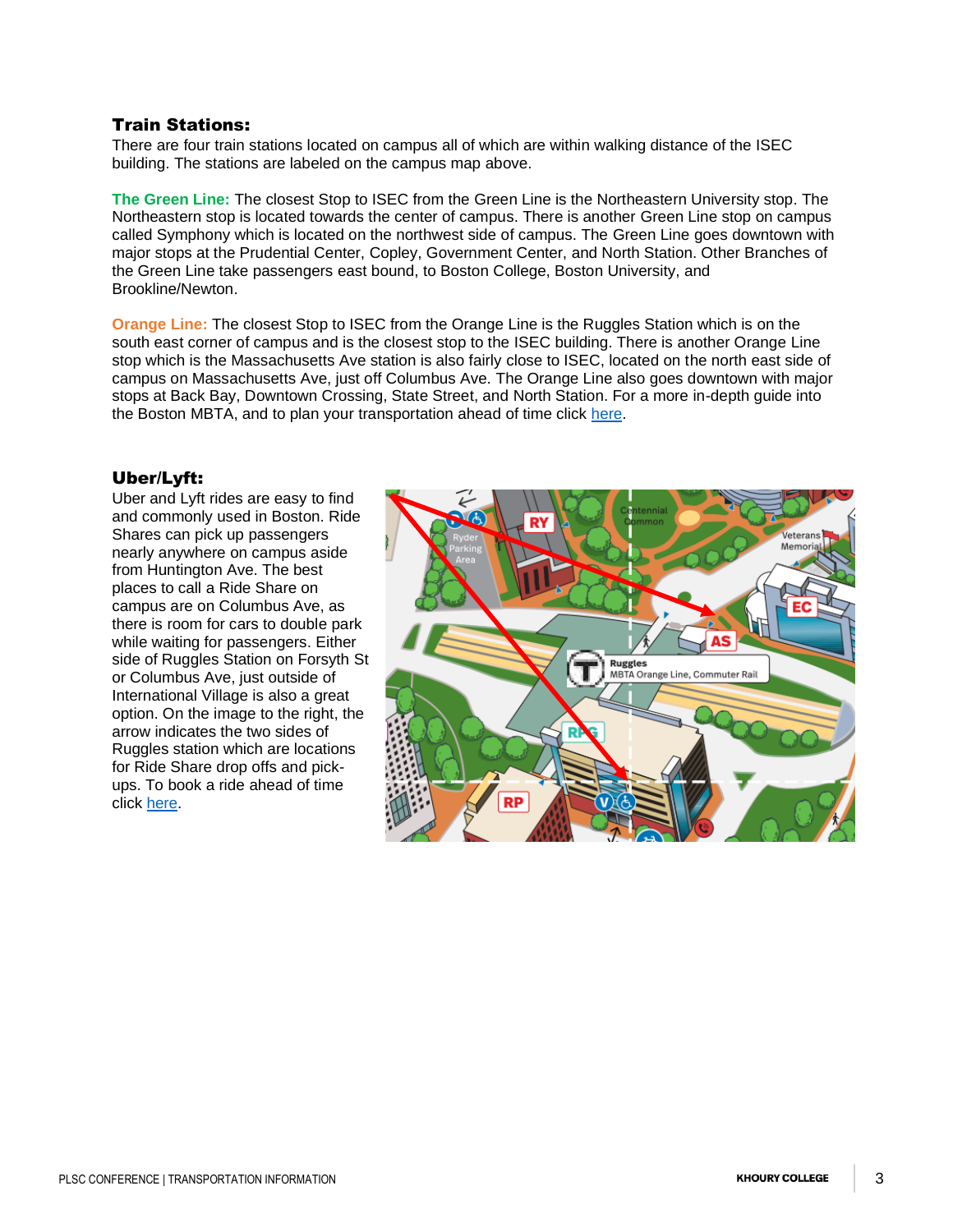### Train Stations:

There are four train stations located on campus all of which are within walking distance of the ISEC building. The stations are labeled on the campus map above.

**The Green Line:** The closest Stop to ISEC from the Green Line is the Northeastern University stop. The Northeastern stop is located towards the center of campus. There is another Green Line stop on campus called Symphony which is located on the northwest side of campus. The Green Line goes downtown with major stops at the Prudential Center, Copley, Government Center, and North Station. Other Branches of the Green Line take passengers east bound, to Boston College, Boston University, and Brookline/Newton.

**Orange Line:** The closest Stop to ISEC from the Orange Line is the Ruggles Station which is on the south east corner of campus and is the closest stop to the ISEC building. There is another Orange Line stop which is the Massachusetts Ave station is also fairly close to ISEC, located on the north east side of campus on Massachusetts Ave, just off Columbus Ave. The Orange Line also goes downtown with major stops at Back Bay, Downtown Crossing, State Street, and North Station. For a more in-depth guide into the Boston MBTA, and to plan your transportation ahead of time click here.

### Uber/Lyft:

Uber and Lyft rides are easy to find and commonly used in Boston. Ride Shares can pick up passengers nearly anywhere on campus aside from Huntington Ave. The best places to call a Ride Share on campus are on Columbus Ave, as there is room for cars to double park while waiting for passengers. Either side of Ruggles Station on Forsyth St or Columbus Ave, just outside of International Village is also a great option. On the image to the right, the arrow indicates the two sides of Ruggles station which are locations for Ride Share drop offs and pick-ups. To book a ride ahead of time click here.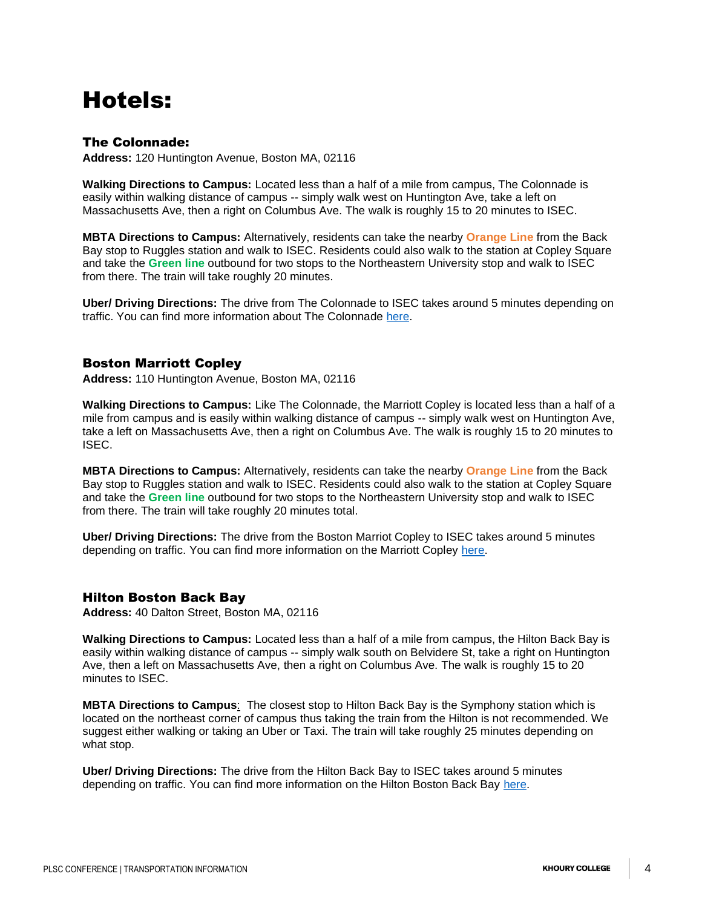# Hotels:

### The Colonnade:

**Address:** 120 Huntington Avenue, Boston MA, 02116

**Walking Directions to Campus:** Located less than a half of a mile from campus, The Colonnade is easily within walking distance of campus -- simply walk west on Huntington Ave, take a left on Massachusetts Ave, then a right on Columbus Ave. The walk is roughly 15 to 20 minutes to ISEC.

**MBTA Directions to Campus:** Alternatively, residents can take the nearby **Orange Line** from the Back Bay stop to Ruggles station and walk to ISEC. Residents could also walk to the station at Copley Square and take the **Green line** outbound for two stops to the Northeastern University stop and walk to ISEC from there. The train will take roughly 20 minutes.

**Uber/ Driving Directions:** The drive from The Colonnade to ISEC takes around 5 minutes depending on traffic. You can find more information about The Colonnade here.

### Boston Marriott Copley

**Address:** 110 Huntington Avenue, Boston MA, 02116

**Walking Directions to Campus:** Like The Colonnade, the Marriott Copley is located less than a half of a mile from campus and is easily within walking distance of campus -- simply walk west on Huntington Ave, take a left on Massachusetts Ave, then a right on Columbus Ave. The walk is roughly 15 to 20 minutes to ISEC.

**MBTA Directions to Campus:** Alternatively, residents can take the nearby **Orange Line** from the Back Bay stop to Ruggles station and walk to ISEC. Residents could also walk to the station at Copley Square and take the **Green line** outbound for two stops to the Northeastern University stop and walk to ISEC from there. The train will take roughly 20 minutes total.

**Uber/ Driving Directions:** The drive from the Boston Marriot Copley to ISEC takes around 5 minutes depending on traffic. You can find more information on the Marriott Copley here.

### Hilton Boston Back Bay

**Address:** 40 Dalton Street, Boston MA, 02116

**Walking Directions to Campus:** Located less than a half of a mile from campus, the Hilton Back Bay is easily within walking distance of campus -- simply walk south on Belvidere St, take a right on Huntington Ave, then a left on Massachusetts Ave, then a right on Columbus Ave. The walk is roughly 15 to 20 minutes to ISEC.

**MBTA Directions to Campus**: The closest stop to Hilton Back Bay is the Symphony station which is located on the northeast corner of campus thus taking the train from the Hilton is not recommended. We suggest either walking or taking an Uber or Taxi. The train will take roughly 25 minutes depending on what stop.

**Uber/ Driving Directions:** The drive from the Hilton Back Bay to ISEC takes around 5 minutes depending on traffic. You can find more information on the Hilton Boston Back Bay here.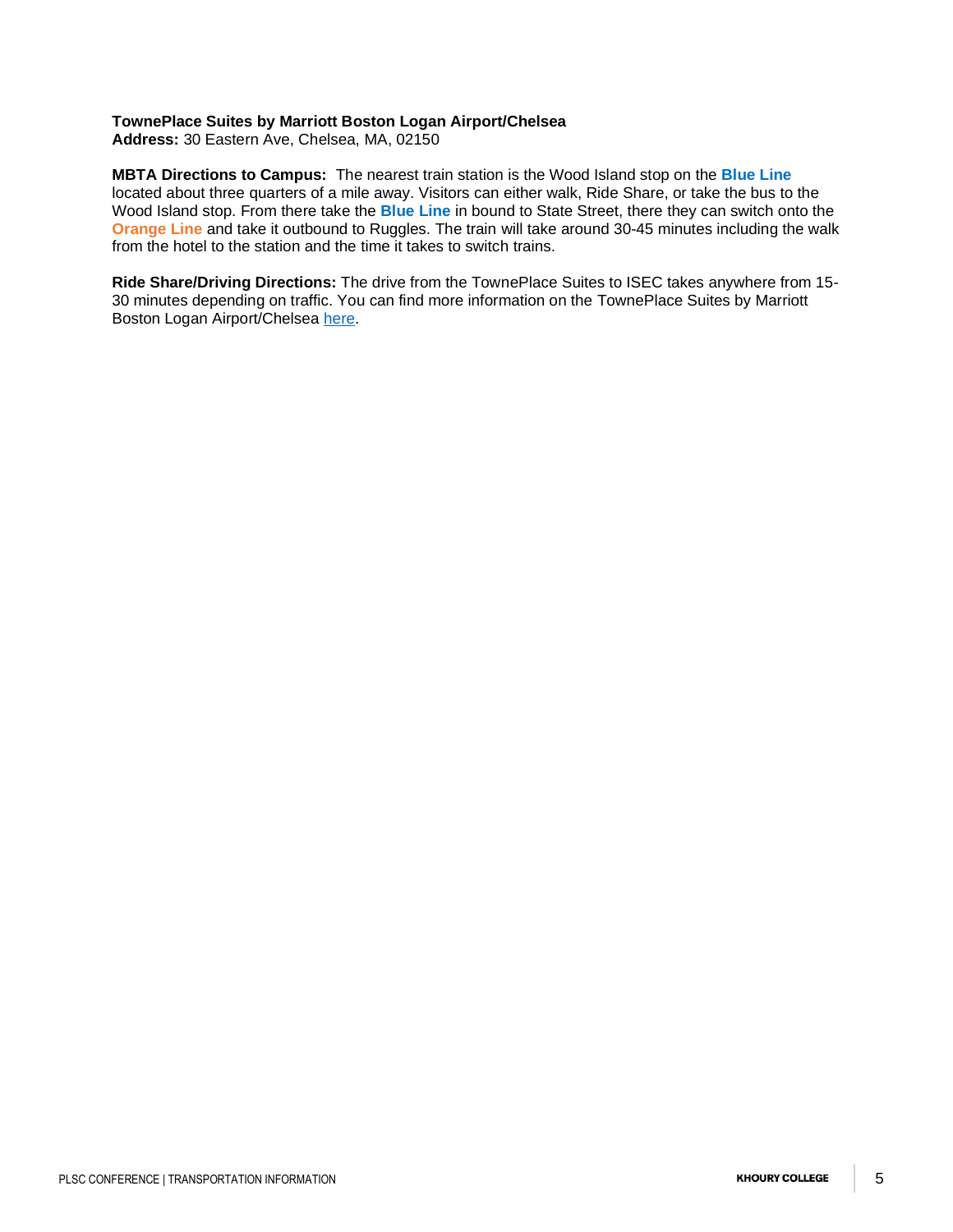**TownePlace Suites by Marriott Boston Logan Airport/Chelsea**
**Address:** 30 Eastern Ave, Chelsea, MA, 02150

**MBTA Directions to Campus:** The nearest train station is the Wood Island stop on the **Blue Line** located about three quarters of a mile away. Visitors can either walk, Ride Share, or take the bus to the Wood Island stop. From there take the **Blue Line** in bound to State Street, there they can switch onto the **Orange Line** and take it outbound to Ruggles. The train will take around 30-45 minutes including the walk from the hotel to the station and the time it takes to switch trains.

**Ride Share/Driving Directions:** The drive from the TownePlace Suites to ISEC takes anywhere from 15-30 minutes depending on traffic. You can find more information on the TownePlace Suites by Marriott Boston Logan Airport/Chelsea here.